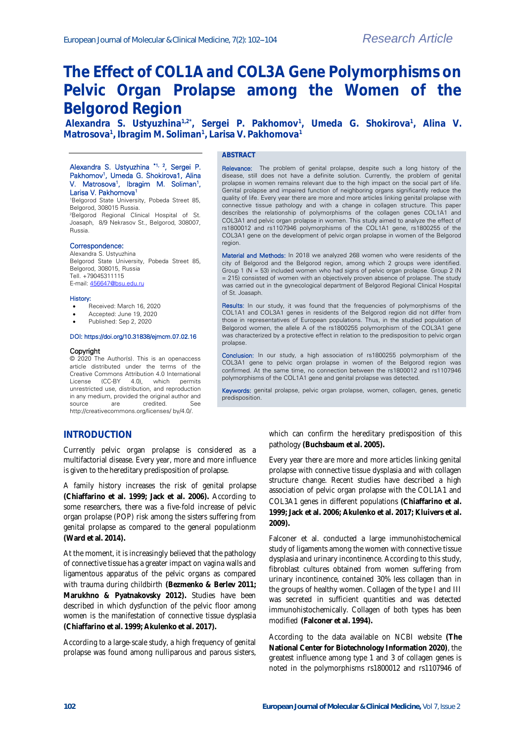Research Article

# The Effect of COL1A and COL3A Gene Polymorphisms on Pelvic Organ Prolapse among the Women of the Belgorod Region

**Alexandra S. Ustyuzhina[1,2*], Sergei P. Pakhomov[1], Umeda G. Shokirova[1], Alina V. Matrosova[1], Ibragim M. Soliman[1], Larisa V. Pakhomova[1]**

Alexandra S. Ustyuzhina [*1, 2], Sergei P. Pakhomov[1], Umeda G. Shokirova1, Alina V. Matrosova[1], Ibragim M. Soliman[1], Larisa V. Pakhomova[1]

[1]Belgorod State University, Pobeda Street 85, Belgorod, 308015 Russia.
[2]Belgorod Regional Clinical Hospital of St. Joasaph, 8/9 Nekrasov St., Belgorod, 308007, Russia.

**Correspondence:**
Alexandra S. Ustyuzhina
Belgorod State University, Pobeda Street 85, Belgorod, 308015, Russia
Tell. +79045311115
E-mail: 456647@bsu.edu.ru

**History:**

- Received: March 16, 2020
- Accepted: June 19, 2020
- Published: Sep 2, 2020

DOI: https://doi.org/10.31838/ejmcm.07.02.16

**Copyright**
© 2020 The Author(s). This is an openaccess article distributed under the terms of the Creative Commons Attribution 4.0 International License (CC-BY 4.0), which permits unrestricted use, distribution, and reproduction in any medium, provided the original author and source are credited. See http://creativecommons.org/licenses/ by/4.0/.

## ABSTRACT

**Relevance:** The problem of genital prolapse, despite such a long history of the disease, still does not have a definite solution. Currently, the problem of genital prolapse in women remains relevant due to the high impact on the social part of life. Genital prolapse and impaired function of neighboring organs significantly reduce the quality of life. Every year there are more and more articles linking genital prolapse with connective tissue pathology and with a change in collagen structure. This paper describes the relationship of polymorphisms of the collagen genes COL1A1 and COL3A1 and pelvic organ prolapse in women. This study aimed to analyze the effect of rs1800012 and rs1107946 polymorphisms of the COL1A1 gene, rs1800255 of the COL3A1 gene on the development of pelvic organ prolapse in women of the Belgorod region.

**Material and Methods:** In 2018 we analyzed 268 women who were residents of the city of Belgorod and the Belgorod region, among which 2 groups were identified. Group 1 (N = 53) included women who had signs of pelvic organ prolapse. Group 2 (N = 215) consisted of women with an objectively proven absence of prolapse. The study was carried out in the gynecological department of Belgorod Regional Clinical Hospital of St. Joasaph.

**Results:** In our study, it was found that the frequencies of polymorphisms of the COL1A1 and COL3A1 genes in residents of the Belgorod region did not differ from those in representatives of European populations. Thus, in the studied population of Belgorod women, the allele A of the rs1800255 polymorphism of the COL3A1 gene was characterized by a protective effect in relation to the predisposition to pelvic organ prolapse.

**Conclusion:** In our study, a high association of rs1800255 polymorphism of the COL3A1 gene to pelvic organ prolapse in women of the Belgorod region was confirmed. At the same time, no connection between the rs1800012 and rs1107946 polymorphisms of the COL1A1 gene and genital prolapse was detected.

**Keywords:** genital prolapse, pelvic organ prolapse, women, collagen, genes, genetic predisposition.

## INTRODUCTION

Currently pelvic organ prolapse is considered as a multifactorial disease. Every year, more and more influence is given to the hereditary predisposition of prolapse.

A family history increases the risk of genital prolapse **(Chiaffarino et al. 1999; Jack et al. 2006).** According to some researchers, there was a five-fold increase of pelvic organ prolapse (POP) risk among the sisters suffering from genital prolapse as compared to the general populationm **(Ward et al. 2014).**

At the moment, it is increasingly believed that the pathology of connective tissue has a greater impact on vagina walls and ligamentous apparatus of the pelvic organs as compared with trauma during childbirth **(Bezmenko & Berlev 2011; Marukhno & Pyatnakovsky 2012).** Studies have been described in which dysfunction of the pelvic floor among women is the manifestation of connective tissue dysplasia **(Chiaffarino et al. 1999; Akulenko et al. 2017).**

According to a large-scale study, a high frequency of genital prolapse was found among nulliparous and parous sisters, which can confirm the hereditary predisposition of this pathology **(Buchsbaum et al. 2005).**

Every year there are more and more articles linking genital prolapse with connective tissue dysplasia and with collagen structure change. Recent studies have described a high association of pelvic organ prolapse with the COL1A1 and COL3A1 genes in different populations **(Chiaffarino et al. 1999; Jack et al. 2006; Akulenko et al. 2017; Kluivers et al. 2009).**

Falconer et al. conducted a large immunohistochemical study of ligaments among the women with connective tissue dysplasia and urinary incontinence. According to this study, fibroblast cultures obtained from women suffering from urinary incontinence, contained 30% less collagen than in the groups of healthy women. Collagen of the type I and III was secreted in sufficient quantities and was detected immunohistochemically. Collagen of both types has been modified **(Falconer et al. 1994).**

According to the data available on NCBI website **(The National Center for Biotechnology Information 2020)**, the greatest influence among type 1 and 3 of collagen genes is noted in the polymorphisms rs1800012 and rs1107946 of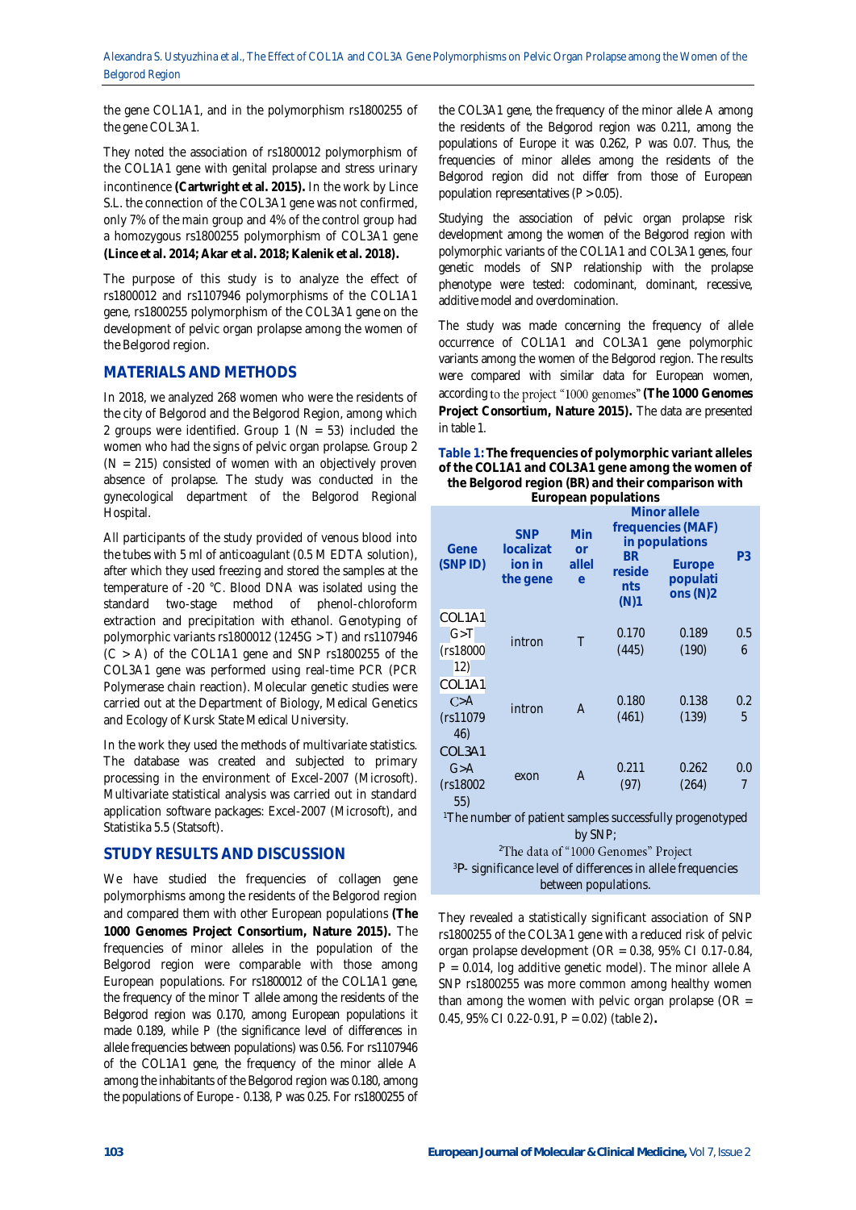the gene COL1A1, and in the polymorphism rs1800255 of the gene COL3A1.

They noted the association of rs1800012 polymorphism of the COL1A1 gene with genital prolapse and stress urinary incontinence **(Cartwright et al. 2015).** In the work by Lince S.L. the connection of the COL3A1 gene was not confirmed, only 7% of the main group and 4% of the control group had a homozygous rs1800255 polymorphism of COL3A1 gene **(Lince et al. 2014; Akar et al. 2018; Kalenik et al. 2018).**

The purpose of this study is to analyze the effect of rs1800012 and rs1107946 polymorphisms of the COL1A1 gene, rs1800255 polymorphism of the COL3A1 gene on the development of pelvic organ prolapse among the women of the Belgorod region.

## MATERIALS AND METHODS

In 2018, we analyzed 268 women who were the residents of the city of Belgorod and the Belgorod Region, among which 2 groups were identified. Group 1 (N = 53) included the women who had the signs of pelvic organ prolapse. Group 2 (N = 215) consisted of women with an objectively proven absence of prolapse. The study was conducted in the gynecological department of the Belgorod Regional Hospital.

All participants of the study provided of venous blood into the tubes with 5 ml of anticoagulant (0.5 M EDTA solution), after which they used freezing and stored the samples at the temperature of -20 °C. Blood DNA was isolated using the standard two-stage method of phenol-chloroform extraction and precipitation with ethanol. Genotyping of polymorphic variants rs1800012 (1245G > T) and rs1107946 (C > A) of the COL1A1 gene and SNP rs1800255 of the COL3A1 gene was performed using real-time PCR (PCR Polymerase chain reaction). Molecular genetic studies were carried out at the Department of Biology, Medical Genetics and Ecology of Kursk State Medical University.

In the work they used the methods of multivariate statistics. The database was created and subjected to primary processing in the environment of Excel-2007 (Microsoft). Multivariate statistical analysis was carried out in standard application software packages: Excel-2007 (Microsoft), and Statistika 5.5 (Statsoft).

## STUDY RESULTS AND DISCUSSION

We have studied the frequencies of collagen gene polymorphisms among the residents of the Belgorod region and compared them with other European populations **(The 1000 Genomes Project Consortium, Nature 2015).** The frequencies of minor alleles in the population of the Belgorod region were comparable with those among European populations. For rs1800012 of the COL1A1 gene, the frequency of the minor T allele among the residents of the Belgorod region was 0.170, among European populations it made 0.189, while P (the significance level of differences in allele frequencies between populations) was 0.56. For rs1107946 of the COL1A1 gene, the frequency of the minor allele A among the inhabitants of the Belgorod region was 0.180, among the populations of Europe - 0.138, P was 0.25. For rs1800255 of the COL3A1 gene, the frequency of the minor allele A among the residents of the Belgorod region was 0.211, among the populations of Europe it was 0.262, P was 0.07. Thus, the frequencies of minor alleles among the residents of the Belgorod region did not differ from those of European population representatives (P > 0.05).

Studying the association of pelvic organ prolapse risk development among the women of the Belgorod region with polymorphic variants of the COL1A1 and COL3A1 genes, four genetic models of SNP relationship with the prolapse phenotype were tested: codominant, dominant, recessive, additive model and overdomination.

The study was made concerning the frequency of allele occurrence of COL1A1 and COL3A1 gene polymorphic variants among the women of the Belgorod region. The results were compared with similar data for European women, according to the project "1000 genomes" **(The 1000 Genomes Project Consortium, Nature 2015).** The data are presented in table 1.

**Table 1: The frequencies of polymorphic variant alleles of the COL1A1 and COL3A1 gene among the women of the Belgorod region (BR) and their comparison with European populations**

| Gene (SNP ID) | SNP localization in the gene | Minor allele | Minor allele frequencies (MAF) in populations | | P3 |
|---|---|---|---|---|---|
| | | | BR residents (N)1 | Europe populations (N)2 | |
| COL1A1 G>T (rs1800012) | intron | T | 0.170 (445) | 0.189 (190) | 0.56 |
| COL1A1 C>A (rs1107946) | intron | A | 0.180 (461) | 0.138 (139) | 0.25 |
| COL3A1 G>A (rs1800255) | exon | A | 0.211 (97) | 0.262 (264) | 0.07 |

[1]The number of patient samples successfully progenotyped by SNP;
[2]The data of "1000 Genomes" Project
[3]P- significance level of differences in allele frequencies between populations.

They revealed a statistically significant association of SNP rs1800255 of the COL3A1 gene with a reduced risk of pelvic organ prolapse development (OR = 0.38, 95% CI 0.17-0.84, P = 0.014, log additive genetic model). The minor allele A SNP rs1800255 was more common among healthy women than among the women with pelvic organ prolapse (OR = 0.45, 95% CI 0.22-0.91, P = 0.02) (table 2)**.**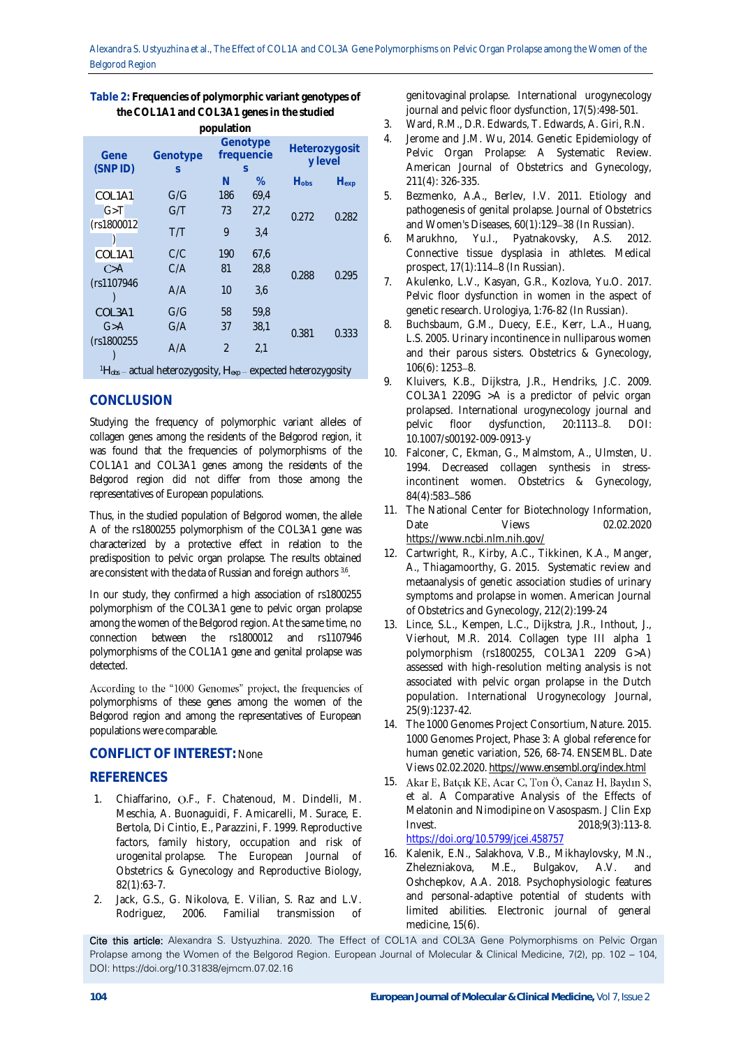**Table 2: Frequencies of polymorphic variant genotypes of the COL1A1 and COL3A1 genes in the studied population**

| Gene (SNP ID) | Genotypes | Genotype frequencies | | Heterozygosity level | |
|---|---|---|---|---|---|
| | | N | % | $H_{obs}$ | $H_{exp}$ |
| COL1A1 G>T (rs1800012) | G/G | 186 | 69,4 | 0.272 | 0.282 |
| | G/T | 73 | 27,2 | | |
| | T/T | 9 | 3,4 | | |
| COL1A1 C>A (rs1107946) | C/C | 190 | 67,6 | 0.288 | 0.295 |
| | C/A | 81 | 28,8 | | |
| | A/A | 10 | 3,6 | | |
| COL3A1 G>A (rs1800255) | G/G | 58 | 59,8 | 0.381 | 0.333 |
| | G/A | 37 | 38,1 | | |
| | A/A | 2 | 2,1 | | |

[1]$H_{obs}$ – actual heterozygosity, $H_{exp}$ – expected heterozygosity

## CONCLUSION

Studying the frequency of polymorphic variant alleles of collagen genes among the residents of the Belgorod region, it was found that the frequencies of polymorphisms of the COL1A1 and COL3A1 genes among the residents of the Belgorod region did not differ from those among the representatives of European populations.

Thus, in the studied population of Belgorod women, the allele A of the rs1800255 polymorphism of the COL3A1 gene was characterized by a protective effect in relation to the predisposition to pelvic organ prolapse. The results obtained are consistent with the data of Russian and foreign authors [3,6].

In our study, they confirmed a high association of rs1800255 polymorphism of the COL3A1 gene to pelvic organ prolapse among the women of the Belgorod region. At the same time, no connection between the rs1800012 and rs1107946 polymorphisms of the COL1A1 gene and genital prolapse was detected.

According to the "1000 Genomes" project, the frequencies of polymorphisms of these genes among the women of the Belgorod region and among the representatives of European populations were comparable.

## CONFLICT OF INTEREST: None

## REFERENCES

1. Chiaffarino, O.F., F. Chatenoud, M. Dindelli, M. Meschia, A. Buonaguidi, F. Amicarelli, M. Surace, E. Bertola, Di Cintio, E., Parazzini, F. 1999. Reproductive factors, family history, occupation and risk of urogenital prolapse. The European Journal of Obstetrics & Gynecology and Reproductive Biology, 82(1):63-7.
2. Jack, G.S., G. Nikolova, E. Vilian, S. Raz and L.V. Rodriguez, 2006. Familial transmission of genitovaginal prolapse. International urogynecology journal and pelvic floor dysfunction, 17(5):498-501.
3. Ward, R.M., D.R. Edwards, T. Edwards, A. Giri, R.N.
4. Jerome and J.M. Wu, 2014. Genetic Epidemiology of Pelvic Organ Prolapse: A Systematic Review. American Journal of Obstetrics and Gynecology, 211(4): 326-335.
5. Bezmenko, A.A., Berlev, I.V. 2011. Etiology and pathogenesis of genital prolapse. Journal of Obstetrics and Women's Diseases, 60(1):129–38 (In Russian).
6. Marukhno, Yu.I., Pyatnakovsky, A.S. 2012. Connective tissue dysplasia in athletes. Medical prospect, 17(1):114–8 (In Russian).
7. Akulenko, L.V., Kasyan, G.R., Kozlova, Yu.O. 2017. Pelvic floor dysfunction in women in the aspect of genetic research. Urologiya, 1:76-82 (In Russian).
8. Buchsbaum, G.M., Duecy, E.E., Kerr, L.A., Huang, L.S. 2005. Urinary incontinence in nulliparous women and their parous sisters. Obstetrics & Gynecology, 106(6): 1253–8.
9. Kluivers, K.B., Dijkstra, J.R., Hendriks, J.C. 2009. COL3A1 2209G >A is a predictor of pelvic organ prolapsed. International urogynecology journal and pelvic floor dysfunction, 20:1113–8. DOI: 10.1007/s00192-009-0913-y
10. Falconer, C, Ekman, G., Malmstom, A., Ulmsten, U. 1994. Decreased collagen synthesis in stress-incontinent women. Obstetrics & Gynecology, 84(4):583–586
11. The National Center for Biotechnology Information, Date Views 02.02.2020 https://www.ncbi.nlm.nih.gov/
12. Cartwright, R., Kirby, A.C., Tikkinen, K.A., Manger, A., Thiagamoorthy, G. 2015. Systematic review and metaanalysis of genetic association studies of urinary symptoms and prolapse in women. American Journal of Obstetrics and Gynecology, 212(2):199-24
13. Lince, S.L., Kempen, L.C., Dijkstra, J.R., Inthout, J., Vierhout, M.R. 2014. Collagen type III alpha 1 polymorphism (rs1800255, COL3A1 2209 G>A) assessed with high-resolution melting analysis is not associated with pelvic organ prolapse in the Dutch population. International Urogynecology Journal, 25(9):1237-42.
14. The 1000 Genomes Project Consortium, Nature. 2015. 1000 Genomes Project, Phase 3: A global reference for human genetic variation, 526, 68-74. ENSEMBL. Date Views 02.02.2020. https://www.ensembl.org/index.html
15. Akar E, Batçık KE, Acar C, Ton Ö, Canaz H, Baydın S, et al. A Comparative Analysis of the Effects of Melatonin and Nimodipine on Vasospasm. J Clin Exp Invest. 2018;9(3):113-8. https://doi.org/10.5799/jcei.458757
16. Kalenik, E.N., Salakhova, V.B., Mikhaylovsky, M.N., Zhelezniakova, M.E., Bulgakov, A.V. and Oshchepkov, A.A. 2018. Psychophysiological features and personal-adaptive potential of students with limited abilities. Electronic journal of general medicine, 15(6).

Cite this article: Alexandra S. Ustyuzhina. 2020. The Effect of COL1A and COL3A Gene Polymorphisms on Pelvic Organ Prolapse among the Women of the Belgorod Region. European Journal of Molecular & Clinical Medicine, 7(2), pp. 102 – 104, DOI: https://doi.org/10.31838/ejmcm.07.02.16